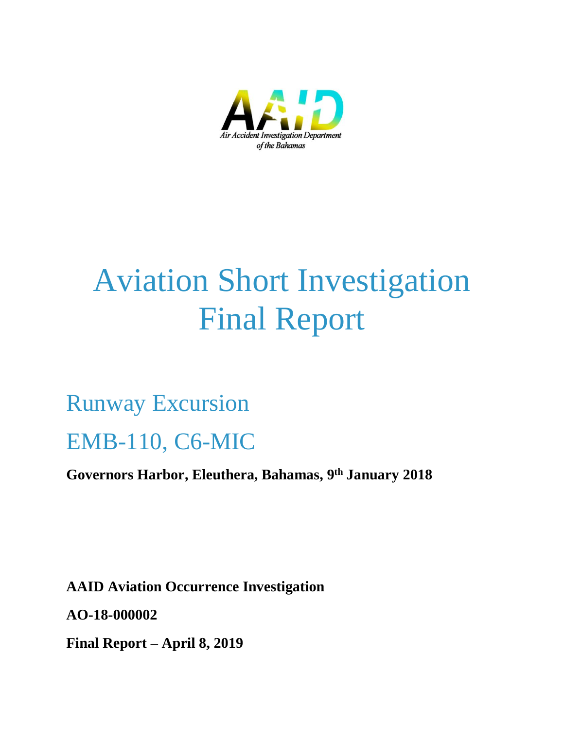AAID

*Air Accident Investigation Department of the Bahamas*

# Aviation Short Investigation Final Report

## Runway Excursion

## EMB-110, C6-MIC

**Governors Harbor, Eleuthera, Bahamas, 9th January 2018**

**AAID Aviation Occurrence Investigation**

**AO-18-000002**

**Final Report – April 8, 2019**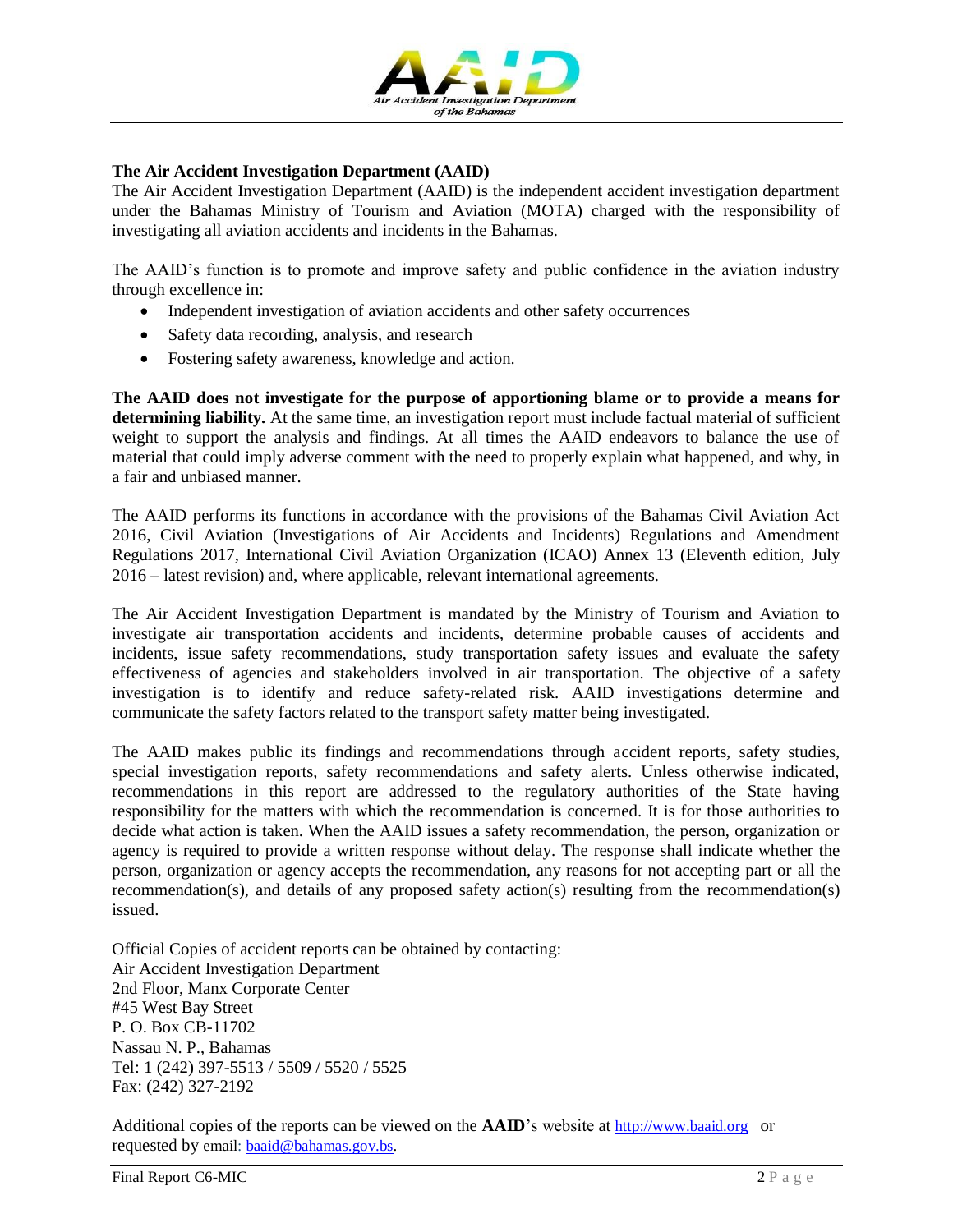## The Air Accident Investigation Department (AAID)

The Air Accident Investigation Department (AAID) is the independent accident investigation department under the Bahamas Ministry of Tourism and Aviation (MOTA) charged with the responsibility of investigating all aviation accidents and incidents in the Bahamas.

The AAID's function is to promote and improve safety and public confidence in the aviation industry through excellence in:

- Independent investigation of aviation accidents and other safety occurrences
- Safety data recording, analysis, and research
- Fostering safety awareness, knowledge and action.

**The AAID does not investigate for the purpose of apportioning blame or to provide a means for determining liability.** At the same time, an investigation report must include factual material of sufficient weight to support the analysis and findings. At all times the AAID endeavors to balance the use of material that could imply adverse comment with the need to properly explain what happened, and why, in a fair and unbiased manner.

The AAID performs its functions in accordance with the provisions of the Bahamas Civil Aviation Act 2016, Civil Aviation (Investigations of Air Accidents and Incidents) Regulations and Amendment Regulations 2017, International Civil Aviation Organization (ICAO) Annex 13 (Eleventh edition, July 2016 – latest revision) and, where applicable, relevant international agreements.

The Air Accident Investigation Department is mandated by the Ministry of Tourism and Aviation to investigate air transportation accidents and incidents, determine probable causes of accidents and incidents, issue safety recommendations, study transportation safety issues and evaluate the safety effectiveness of agencies and stakeholders involved in air transportation. The objective of a safety investigation is to identify and reduce safety-related risk. AAID investigations determine and communicate the safety factors related to the transport safety matter being investigated.

The AAID makes public its findings and recommendations through accident reports, safety studies, special investigation reports, safety recommendations and safety alerts. Unless otherwise indicated, recommendations in this report are addressed to the regulatory authorities of the State having responsibility for the matters with which the recommendation is concerned. It is for those authorities to decide what action is taken. When the AAID issues a safety recommendation, the person, organization or agency is required to provide a written response without delay. The response shall indicate whether the person, organization or agency accepts the recommendation, any reasons for not accepting part or all the recommendation(s), and details of any proposed safety action(s) resulting from the recommendation(s) issued.

Official Copies of accident reports can be obtained by contacting:
Air Accident Investigation Department
2nd Floor, Manx Corporate Center
#45 West Bay Street
P. O. Box CB-11702
Nassau N. P., Bahamas
Tel: 1 (242) 397-5513 / 5509 / 5520 / 5525
Fax: (242) 327-2192

Additional copies of the reports can be viewed on the **AAID**'s website at http://www.baaid.org or requested by email: baaid@bahamas.gov.bs.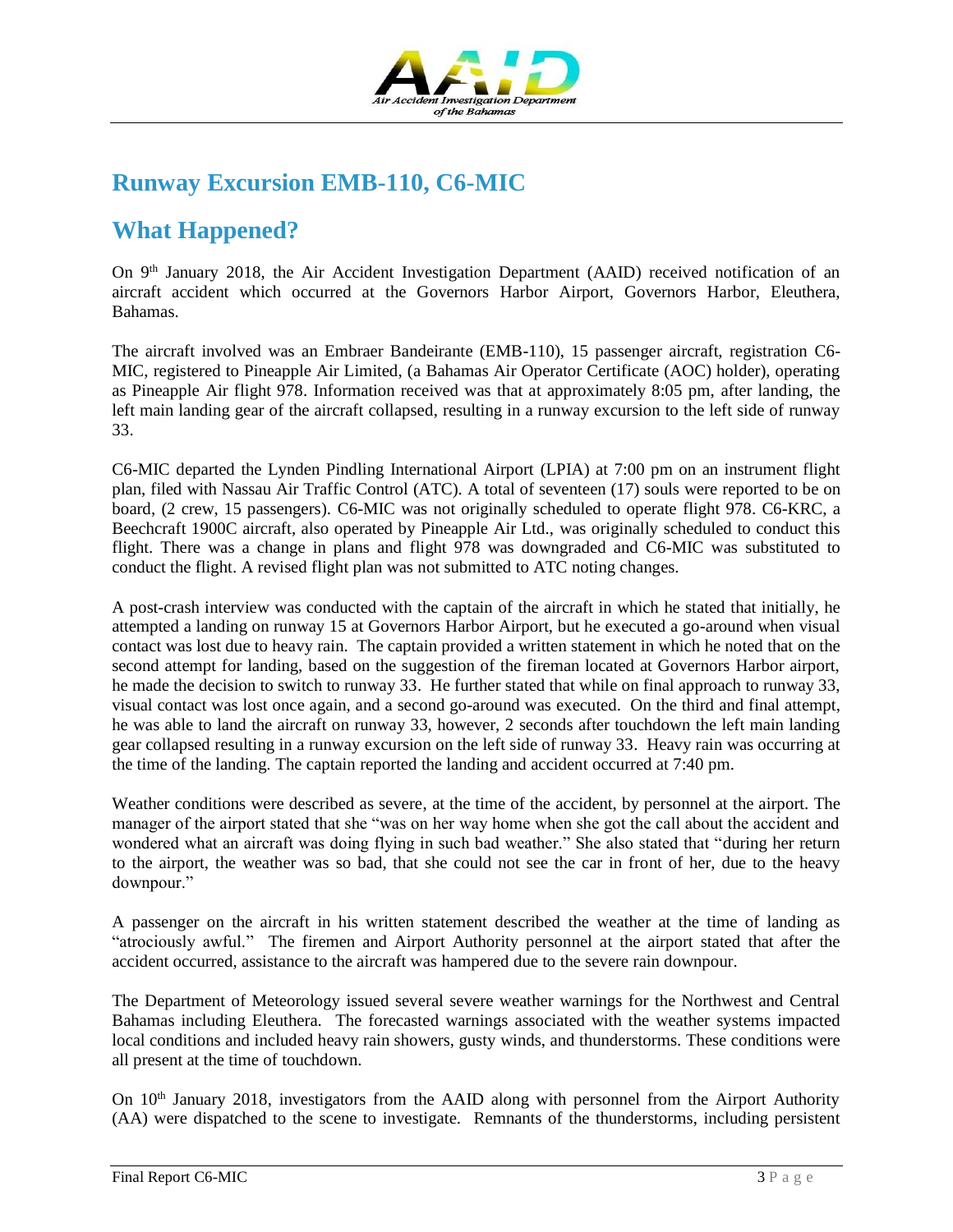## Runway Excursion EMB-110, C6-MIC

## What Happened?

On 9th January 2018, the Air Accident Investigation Department (AAID) received notification of an aircraft accident which occurred at the Governors Harbor Airport, Governors Harbor, Eleuthera, Bahamas.

The aircraft involved was an Embraer Bandeirante (EMB-110), 15 passenger aircraft, registration C6-MIC, registered to Pineapple Air Limited, (a Bahamas Air Operator Certificate (AOC) holder), operating as Pineapple Air flight 978. Information received was that at approximately 8:05 pm, after landing, the left main landing gear of the aircraft collapsed, resulting in a runway excursion to the left side of runway 33.

C6-MIC departed the Lynden Pindling International Airport (LPIA) at 7:00 pm on an instrument flight plan, filed with Nassau Air Traffic Control (ATC). A total of seventeen (17) souls were reported to be on board, (2 crew, 15 passengers). C6-MIC was not originally scheduled to operate flight 978. C6-KRC, a Beechcraft 1900C aircraft, also operated by Pineapple Air Ltd., was originally scheduled to conduct this flight. There was a change in plans and flight 978 was downgraded and C6-MIC was substituted to conduct the flight. A revised flight plan was not submitted to ATC noting changes.

A post-crash interview was conducted with the captain of the aircraft in which he stated that initially, he attempted a landing on runway 15 at Governors Harbor Airport, but he executed a go-around when visual contact was lost due to heavy rain. The captain provided a written statement in which he noted that on the second attempt for landing, based on the suggestion of the fireman located at Governors Harbor airport, he made the decision to switch to runway 33. He further stated that while on final approach to runway 33, visual contact was lost once again, and a second go-around was executed. On the third and final attempt, he was able to land the aircraft on runway 33, however, 2 seconds after touchdown the left main landing gear collapsed resulting in a runway excursion on the left side of runway 33. Heavy rain was occurring at the time of the landing. The captain reported the landing and accident occurred at 7:40 pm.

Weather conditions were described as severe, at the time of the accident, by personnel at the airport. The manager of the airport stated that she "was on her way home when she got the call about the accident and wondered what an aircraft was doing flying in such bad weather." She also stated that "during her return to the airport, the weather was so bad, that she could not see the car in front of her, due to the heavy downpour."

A passenger on the aircraft in his written statement described the weather at the time of landing as "atrociously awful." The firemen and Airport Authority personnel at the airport stated that after the accident occurred, assistance to the aircraft was hampered due to the severe rain downpour.

The Department of Meteorology issued several severe weather warnings for the Northwest and Central Bahamas including Eleuthera. The forecasted warnings associated with the weather systems impacted local conditions and included heavy rain showers, gusty winds, and thunderstorms. These conditions were all present at the time of touchdown.

On 10th January 2018, investigators from the AAID along with personnel from the Airport Authority (AA) were dispatched to the scene to investigate. Remnants of the thunderstorms, including persistent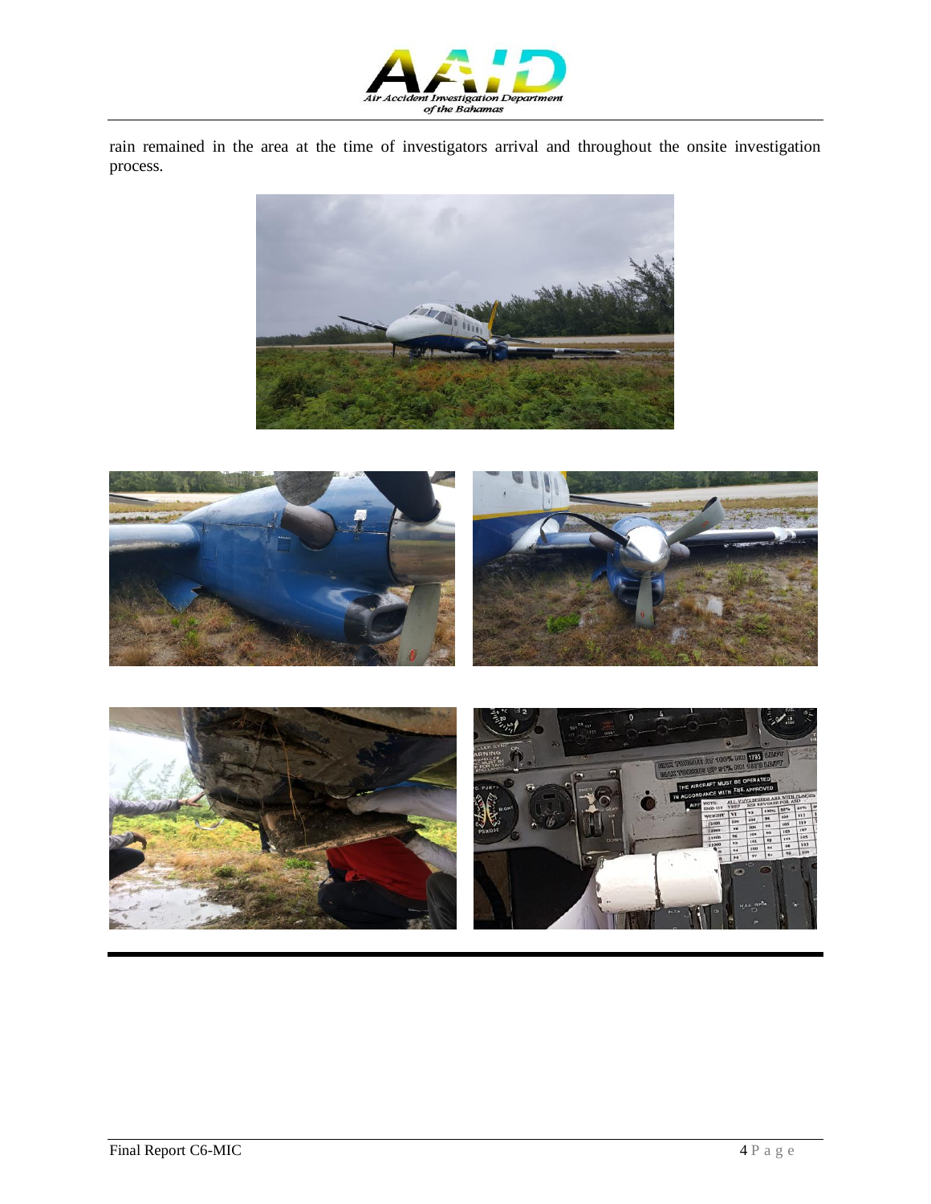rain remained in the area at the time of investigators arrival and throughout the onsite investigation process.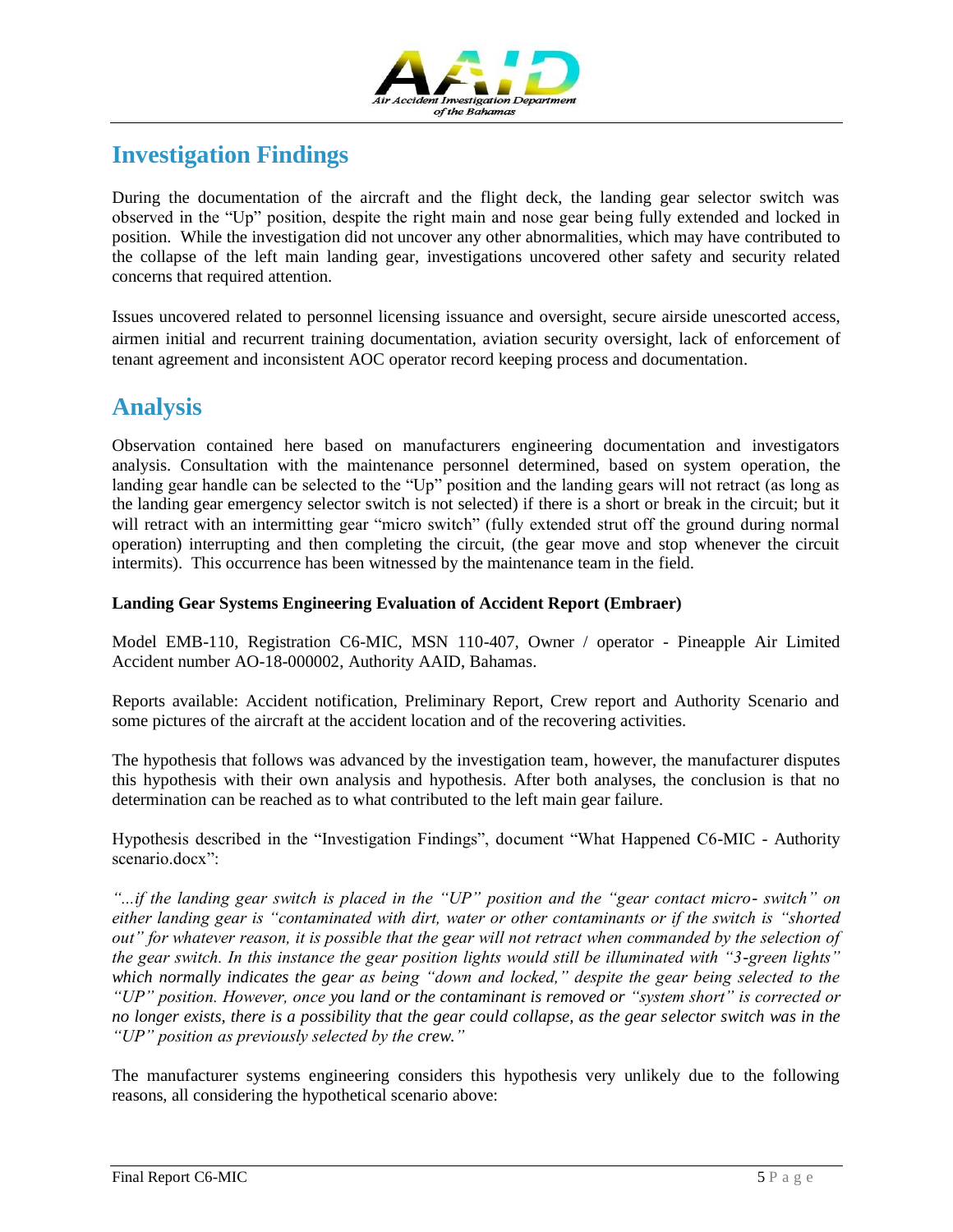## Investigation Findings

During the documentation of the aircraft and the flight deck, the landing gear selector switch was observed in the "Up" position, despite the right main and nose gear being fully extended and locked in position. While the investigation did not uncover any other abnormalities, which may have contributed to the collapse of the left main landing gear, investigations uncovered other safety and security related concerns that required attention.

Issues uncovered related to personnel licensing issuance and oversight, secure airside unescorted access, airmen initial and recurrent training documentation, aviation security oversight, lack of enforcement of tenant agreement and inconsistent AOC operator record keeping process and documentation.

## Analysis

Observation contained here based on manufacturers engineering documentation and investigators analysis. Consultation with the maintenance personnel determined, based on system operation, the landing gear handle can be selected to the "Up" position and the landing gears will not retract (as long as the landing gear emergency selector switch is not selected) if there is a short or break in the circuit; but it will retract with an intermitting gear "micro switch" (fully extended strut off the ground during normal operation) interrupting and then completing the circuit, (the gear move and stop whenever the circuit intermits). This occurrence has been witnessed by the maintenance team in the field.

**Landing Gear Systems Engineering Evaluation of Accident Report (Embraer)**

Model EMB-110, Registration C6-MIC, MSN 110-407, Owner / operator - Pineapple Air Limited Accident number AO-18-000002, Authority AAID, Bahamas.

Reports available: Accident notification, Preliminary Report, Crew report and Authority Scenario and some pictures of the aircraft at the accident location and of the recovering activities.

The hypothesis that follows was advanced by the investigation team, however, the manufacturer disputes this hypothesis with their own analysis and hypothesis. After both analyses, the conclusion is that no determination can be reached as to what contributed to the left main gear failure.

Hypothesis described in the "Investigation Findings", document "What Happened C6-MIC - Authority scenario.docx":

*"...if the landing gear switch is placed in the "UP" position and the "gear contact micro- switch" on either landing gear is "contaminated with dirt, water or other contaminants or if the switch is "shorted out" for whatever reason, it is possible that the gear will not retract when commanded by the selection of the gear switch. In this instance the gear position lights would still be illuminated with "3-green lights" which normally indicates the gear as being "down and locked," despite the gear being selected to the "UP" position. However, once you land or the contaminant is removed or "system short" is corrected or no longer exists, there is a possibility that the gear could collapse, as the gear selector switch was in the "UP" position as previously selected by the crew."*

The manufacturer systems engineering considers this hypothesis very unlikely due to the following reasons, all considering the hypothetical scenario above: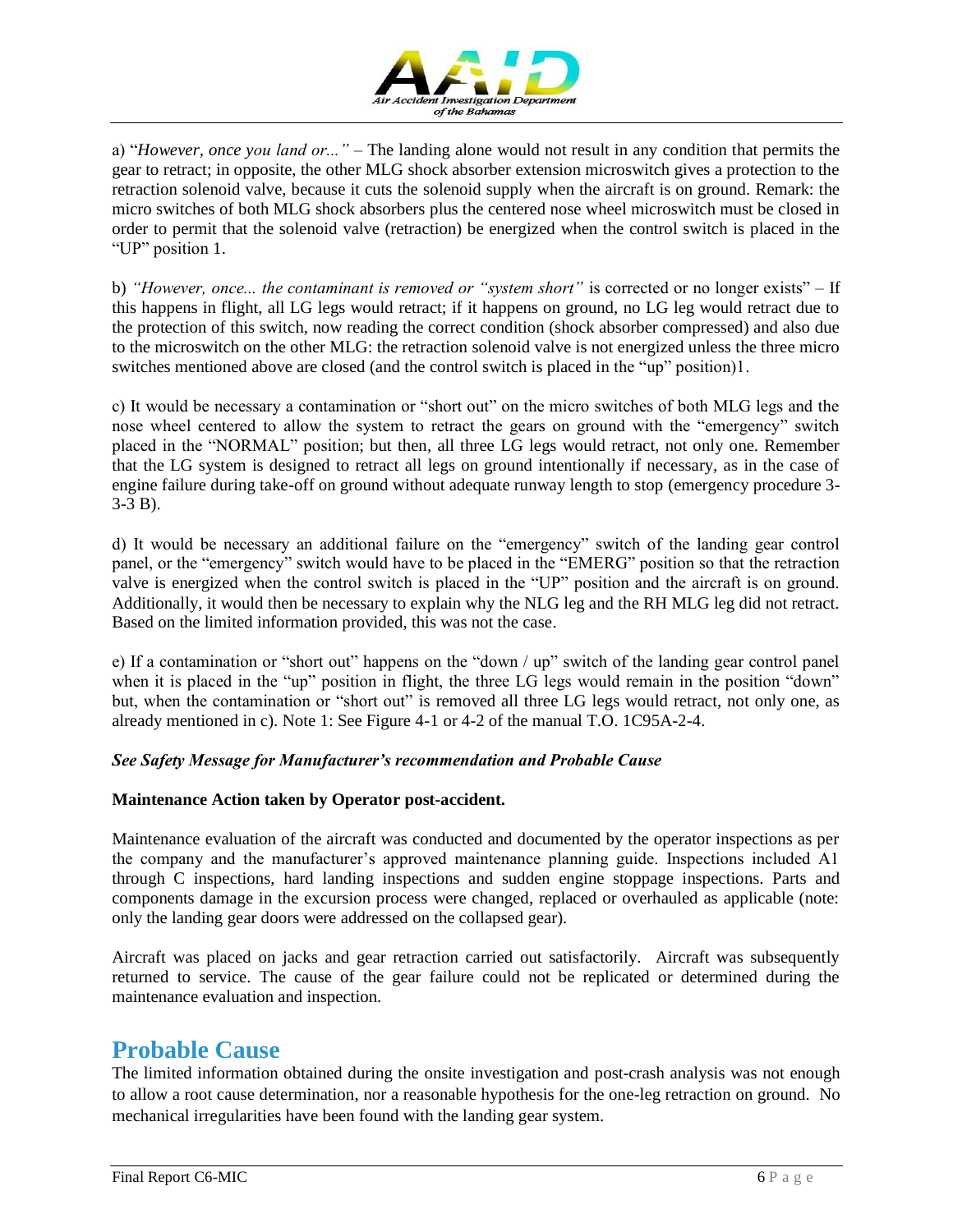a) "*However, once you land or...*" – The landing alone would not result in any condition that permits the gear to retract; in opposite, the other MLG shock absorber extension microswitch gives a protection to the retraction solenoid valve, because it cuts the solenoid supply when the aircraft is on ground. Remark: the micro switches of both MLG shock absorbers plus the centered nose wheel microswitch must be closed in order to permit that the solenoid valve (retraction) be energized when the control switch is placed in the "UP" position 1.

b) *"However, once... the contaminant is removed or "system short"* is corrected or no longer exists" – If this happens in flight, all LG legs would retract; if it happens on ground, no LG leg would retract due to the protection of this switch, now reading the correct condition (shock absorber compressed) and also due to the microswitch on the other MLG: the retraction solenoid valve is not energized unless the three micro switches mentioned above are closed (and the control switch is placed in the "up" position)1.

c) It would be necessary a contamination or "short out" on the micro switches of both MLG legs and the nose wheel centered to allow the system to retract the gears on ground with the "emergency" switch placed in the "NORMAL" position; but then, all three LG legs would retract, not only one. Remember that the LG system is designed to retract all legs on ground intentionally if necessary, as in the case of engine failure during take-off on ground without adequate runway length to stop (emergency procedure 3-3-3 B).

d) It would be necessary an additional failure on the "emergency" switch of the landing gear control panel, or the "emergency" switch would have to be placed in the "EMERG" position so that the retraction valve is energized when the control switch is placed in the "UP" position and the aircraft is on ground. Additionally, it would then be necessary to explain why the NLG leg and the RH MLG leg did not retract. Based on the limited information provided, this was not the case.

e) If a contamination or "short out" happens on the "down / up" switch of the landing gear control panel when it is placed in the "up" position in flight, the three LG legs would remain in the position "down" but, when the contamination or "short out" is removed all three LG legs would retract, not only one, as already mentioned in c). Note 1: See Figure 4-1 or 4-2 of the manual T.O. 1C95A-2-4.

***See Safety Message for Manufacturer's recommendation and Probable Cause***

**Maintenance Action taken by Operator post-accident.**

Maintenance evaluation of the aircraft was conducted and documented by the operator inspections as per the company and the manufacturer's approved maintenance planning guide. Inspections included A1 through C inspections, hard landing inspections and sudden engine stoppage inspections. Parts and components damage in the excursion process were changed, replaced or overhauled as applicable (note: only the landing gear doors were addressed on the collapsed gear).

Aircraft was placed on jacks and gear retraction carried out satisfactorily. Aircraft was subsequently returned to service. The cause of the gear failure could not be replicated or determined during the maintenance evaluation and inspection.

## Probable Cause

The limited information obtained during the onsite investigation and post-crash analysis was not enough to allow a root cause determination, nor a reasonable hypothesis for the one-leg retraction on ground. No mechanical irregularities have been found with the landing gear system.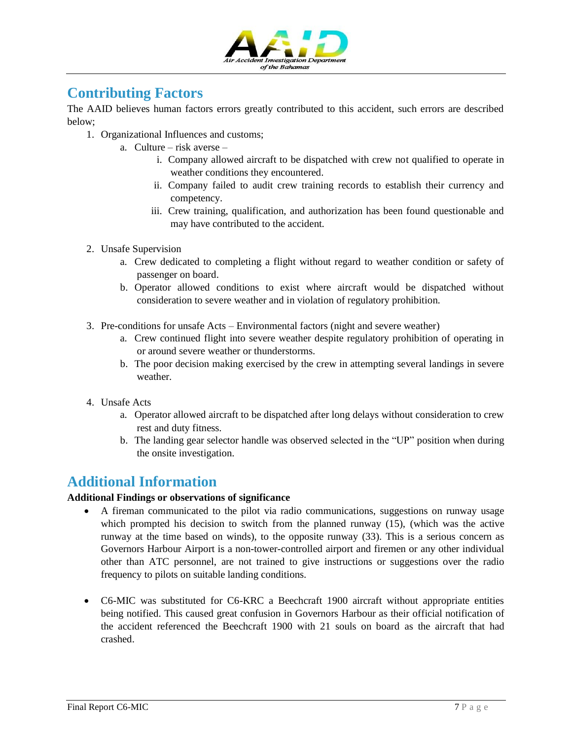## Contributing Factors

The AAID believes human factors errors greatly contributed to this accident, such errors are described below;

1. Organizational Influences and customs;
   a. Culture – risk averse –
      i. Company allowed aircraft to be dispatched with crew not qualified to operate in weather conditions they encountered.
      ii. Company failed to audit crew training records to establish their currency and competency.
      iii. Crew training, qualification, and authorization has been found questionable and may have contributed to the accident.

2. Unsafe Supervision
   a. Crew dedicated to completing a flight without regard to weather condition or safety of passenger on board.
   b. Operator allowed conditions to exist where aircraft would be dispatched without consideration to severe weather and in violation of regulatory prohibition.

3. Pre-conditions for unsafe Acts – Environmental factors (night and severe weather)
   a. Crew continued flight into severe weather despite regulatory prohibition of operating in or around severe weather or thunderstorms.
   b. The poor decision making exercised by the crew in attempting several landings in severe weather.

4. Unsafe Acts
   a. Operator allowed aircraft to be dispatched after long delays without consideration to crew rest and duty fitness.
   b. The landing gear selector handle was observed selected in the "UP" position when during the onsite investigation.

## Additional Information

**Additional Findings or observations of significance**

- A fireman communicated to the pilot via radio communications, suggestions on runway usage which prompted his decision to switch from the planned runway (15), (which was the active runway at the time based on winds), to the opposite runway (33). This is a serious concern as Governors Harbour Airport is a non-tower-controlled airport and firemen or any other individual other than ATC personnel, are not trained to give instructions or suggestions over the radio frequency to pilots on suitable landing conditions.

- C6-MIC was substituted for C6-KRC a Beechcraft 1900 aircraft without appropriate entities being notified. This caused great confusion in Governors Harbour as their official notification of the accident referenced the Beechcraft 1900 with 21 souls on board as the aircraft that had crashed.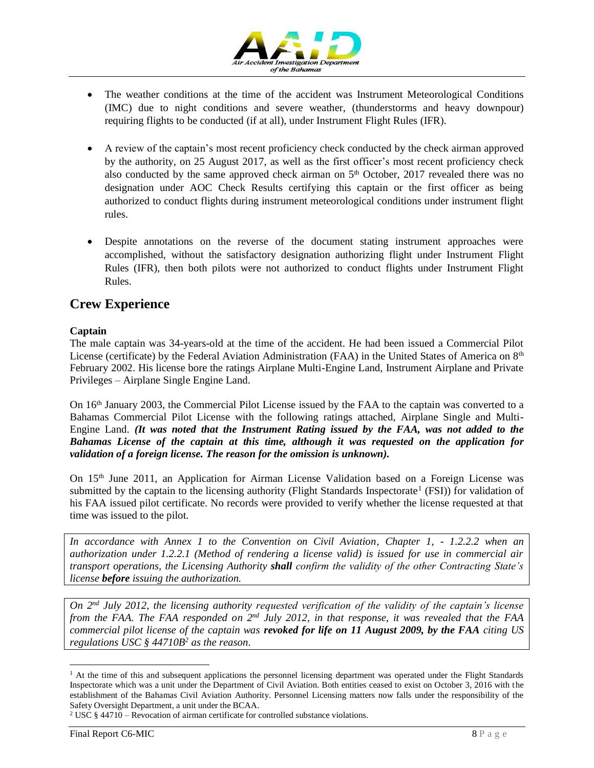- The weather conditions at the time of the accident was Instrument Meteorological Conditions (IMC) due to night conditions and severe weather, (thunderstorms and heavy downpour) requiring flights to be conducted (if at all), under Instrument Flight Rules (IFR).

- A review of the captain's most recent proficiency check conducted by the check airman approved by the authority, on 25 August 2017, as well as the first officer's most recent proficiency check also conducted by the same approved check airman on 5th October, 2017 revealed there was no designation under AOC Check Results certifying this captain or the first officer as being authorized to conduct flights during instrument meteorological conditions under instrument flight rules.

- Despite annotations on the reverse of the document stating instrument approaches were accomplished, without the satisfactory designation authorizing flight under Instrument Flight Rules (IFR), then both pilots were not authorized to conduct flights under Instrument Flight Rules.

## Crew Experience

**Captain**

The male captain was 34-years-old at the time of the accident. He had been issued a Commercial Pilot License (certificate) by the Federal Aviation Administration (FAA) in the United States of America on 8th February 2002. His license bore the ratings Airplane Multi-Engine Land, Instrument Airplane and Private Privileges – Airplane Single Engine Land.

On 16th January 2003, the Commercial Pilot License issued by the FAA to the captain was converted to a Bahamas Commercial Pilot License with the following ratings attached, Airplane Single and Multi-Engine Land. ***(It was noted that the Instrument Rating issued by the FAA, was not added to the Bahamas License of the captain at this time, although it was requested on the application for validation of a foreign license. The reason for the omission is unknown).***

On 15th June 2011, an Application for Airman License Validation based on a Foreign License was submitted by the captain to the licensing authority (Flight Standards Inspectorate[1] (FSI)) for validation of his FAA issued pilot certificate. No records were provided to verify whether the license requested at that time was issued to the pilot.

*In accordance with Annex 1 to the Convention on Civil Aviation, Chapter 1, - 1.2.2.2 when an authorization under 1.2.2.1 (Method of rendering a license valid) is issued for use in commercial air transport operations, the Licensing Authority **shall** confirm the validity of the other Contracting State's license **before** issuing the authorization.*

*On 2nd July 2012, the licensing authority requested verification of the validity of the captain's license from the FAA. The FAA responded on 2nd July 2012, in that response, it was revealed that the FAA commercial pilot license of the captain was **revoked for life on 11 August 2009, by the FAA** citing US regulations USC § 44710B[2] as the reason.*

---

[1] At the time of this and subsequent applications the personnel licensing department was operated under the Flight Standards Inspectorate which was a unit under the Department of Civil Aviation. Both entities ceased to exist on October 3, 2016 with the establishment of the Bahamas Civil Aviation Authority. Personnel Licensing matters now falls under the responsibility of the Safety Oversight Department, a unit under the BCAA.

[2] USC § 44710 – Revocation of airman certificate for controlled substance violations.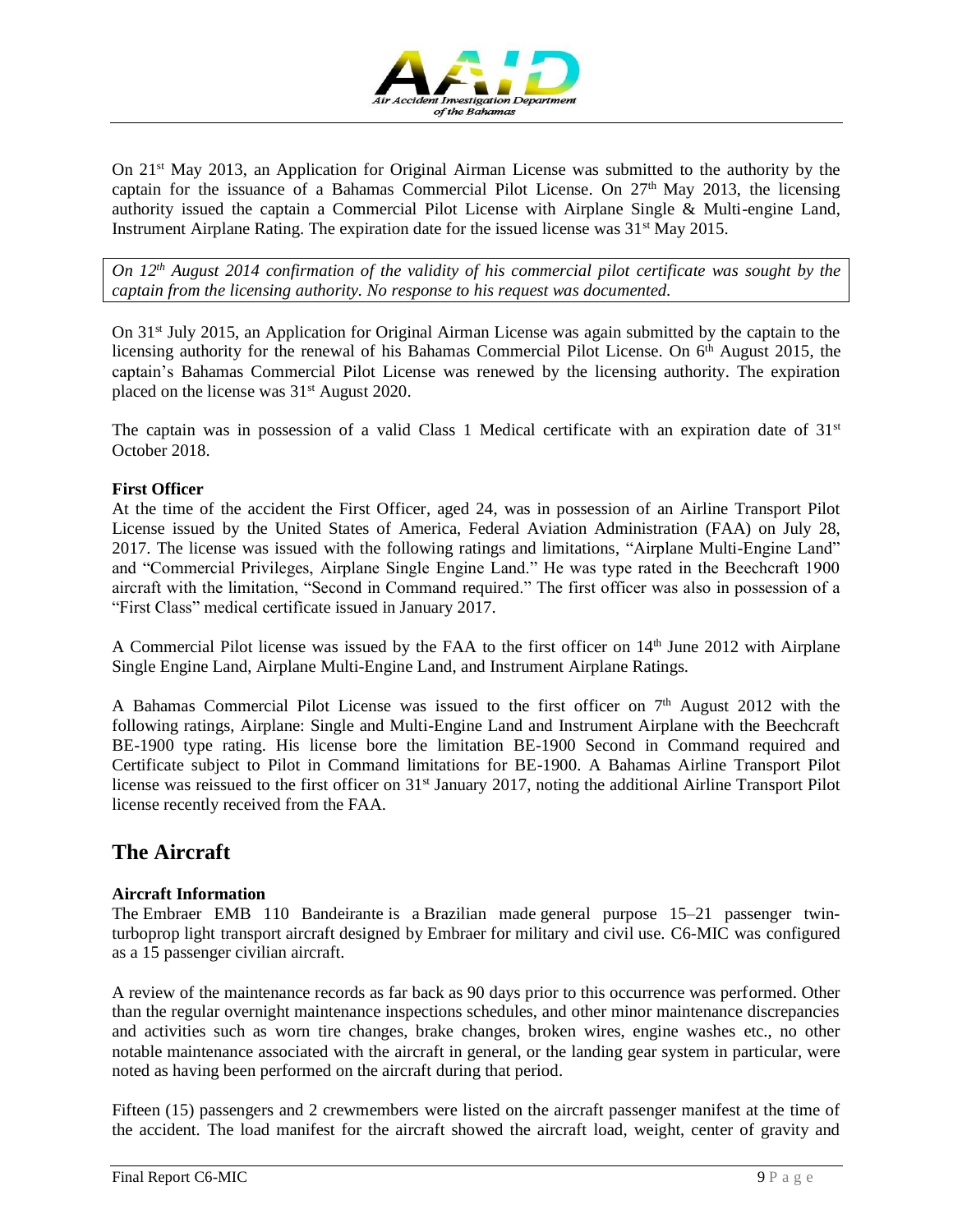On 21st May 2013, an Application for Original Airman License was submitted to the authority by the captain for the issuance of a Bahamas Commercial Pilot License. On 27th May 2013, the licensing authority issued the captain a Commercial Pilot License with Airplane Single & Multi-engine Land, Instrument Airplane Rating. The expiration date for the issued license was 31st May 2015.

*On 12th August 2014 confirmation of the validity of his commercial pilot certificate was sought by the captain from the licensing authority. No response to his request was documented.*

On 31st July 2015, an Application for Original Airman License was again submitted by the captain to the licensing authority for the renewal of his Bahamas Commercial Pilot License. On 6th August 2015, the captain's Bahamas Commercial Pilot License was renewed by the licensing authority. The expiration placed on the license was 31st August 2020.

The captain was in possession of a valid Class 1 Medical certificate with an expiration date of 31st October 2018.

**First Officer**

At the time of the accident the First Officer, aged 24, was in possession of an Airline Transport Pilot License issued by the United States of America, Federal Aviation Administration (FAA) on July 28, 2017. The license was issued with the following ratings and limitations, "Airplane Multi-Engine Land" and "Commercial Privileges, Airplane Single Engine Land." He was type rated in the Beechcraft 1900 aircraft with the limitation, "Second in Command required." The first officer was also in possession of a "First Class" medical certificate issued in January 2017.

A Commercial Pilot license was issued by the FAA to the first officer on 14th June 2012 with Airplane Single Engine Land, Airplane Multi-Engine Land, and Instrument Airplane Ratings.

A Bahamas Commercial Pilot License was issued to the first officer on 7th August 2012 with the following ratings, Airplane: Single and Multi-Engine Land and Instrument Airplane with the Beechcraft BE-1900 type rating. His license bore the limitation BE-1900 Second in Command required and Certificate subject to Pilot in Command limitations for BE-1900. A Bahamas Airline Transport Pilot license was reissued to the first officer on 31st January 2017, noting the additional Airline Transport Pilot license recently received from the FAA.

## The Aircraft

**Aircraft Information**

The Embraer EMB 110 Bandeirante is a Brazilian made general purpose 15–21 passenger twin-turboprop light transport aircraft designed by Embraer for military and civil use. C6-MIC was configured as a 15 passenger civilian aircraft.

A review of the maintenance records as far back as 90 days prior to this occurrence was performed. Other than the regular overnight maintenance inspections schedules, and other minor maintenance discrepancies and activities such as worn tire changes, brake changes, broken wires, engine washes etc., no other notable maintenance associated with the aircraft in general, or the landing gear system in particular, were noted as having been performed on the aircraft during that period.

Fifteen (15) passengers and 2 crewmembers were listed on the aircraft passenger manifest at the time of the accident. The load manifest for the aircraft showed the aircraft load, weight, center of gravity and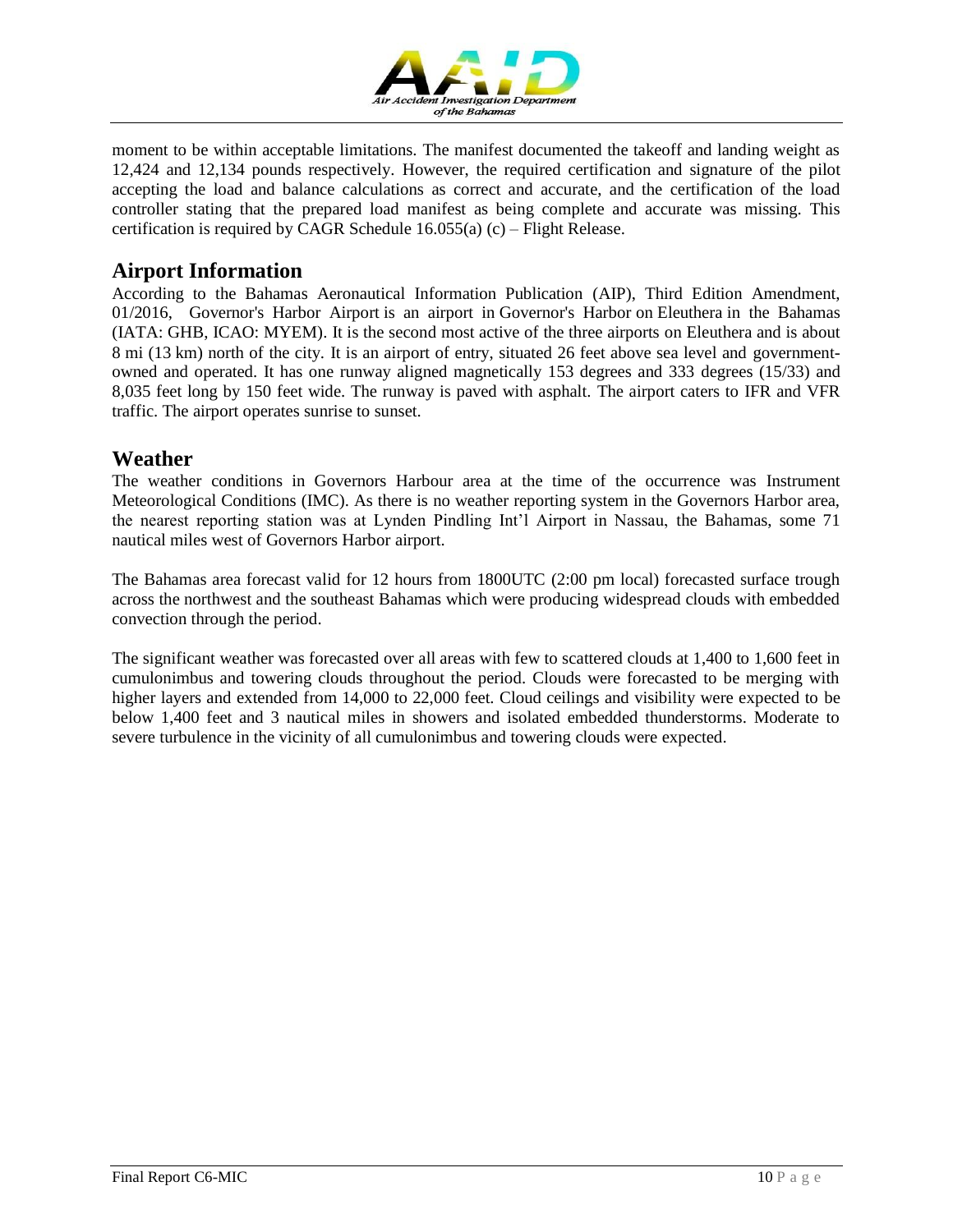moment to be within acceptable limitations. The manifest documented the takeoff and landing weight as 12,424 and 12,134 pounds respectively. However, the required certification and signature of the pilot accepting the load and balance calculations as correct and accurate, and the certification of the load controller stating that the prepared load manifest as being complete and accurate was missing. This certification is required by CAGR Schedule 16.055(a) (c) – Flight Release.

## Airport Information

According to the Bahamas Aeronautical Information Publication (AIP), Third Edition Amendment, 01/2016, Governor's Harbor Airport is an airport in Governor's Harbor on Eleuthera in the Bahamas (IATA: GHB, ICAO: MYEM). It is the second most active of the three airports on Eleuthera and is about 8 mi (13 km) north of the city. It is an airport of entry, situated 26 feet above sea level and government-owned and operated. It has one runway aligned magnetically 153 degrees and 333 degrees (15/33) and 8,035 feet long by 150 feet wide. The runway is paved with asphalt. The airport caters to IFR and VFR traffic. The airport operates sunrise to sunset.

## Weather

The weather conditions in Governors Harbour area at the time of the occurrence was Instrument Meteorological Conditions (IMC). As there is no weather reporting system in the Governors Harbor area, the nearest reporting station was at Lynden Pindling Int'l Airport in Nassau, the Bahamas, some 71 nautical miles west of Governors Harbor airport.

The Bahamas area forecast valid for 12 hours from 1800UTC (2:00 pm local) forecasted surface trough across the northwest and the southeast Bahamas which were producing widespread clouds with embedded convection through the period.

The significant weather was forecasted over all areas with few to scattered clouds at 1,400 to 1,600 feet in cumulonimbus and towering clouds throughout the period. Clouds were forecasted to be merging with higher layers and extended from 14,000 to 22,000 feet. Cloud ceilings and visibility were expected to be below 1,400 feet and 3 nautical miles in showers and isolated embedded thunderstorms. Moderate to severe turbulence in the vicinity of all cumulonimbus and towering clouds were expected.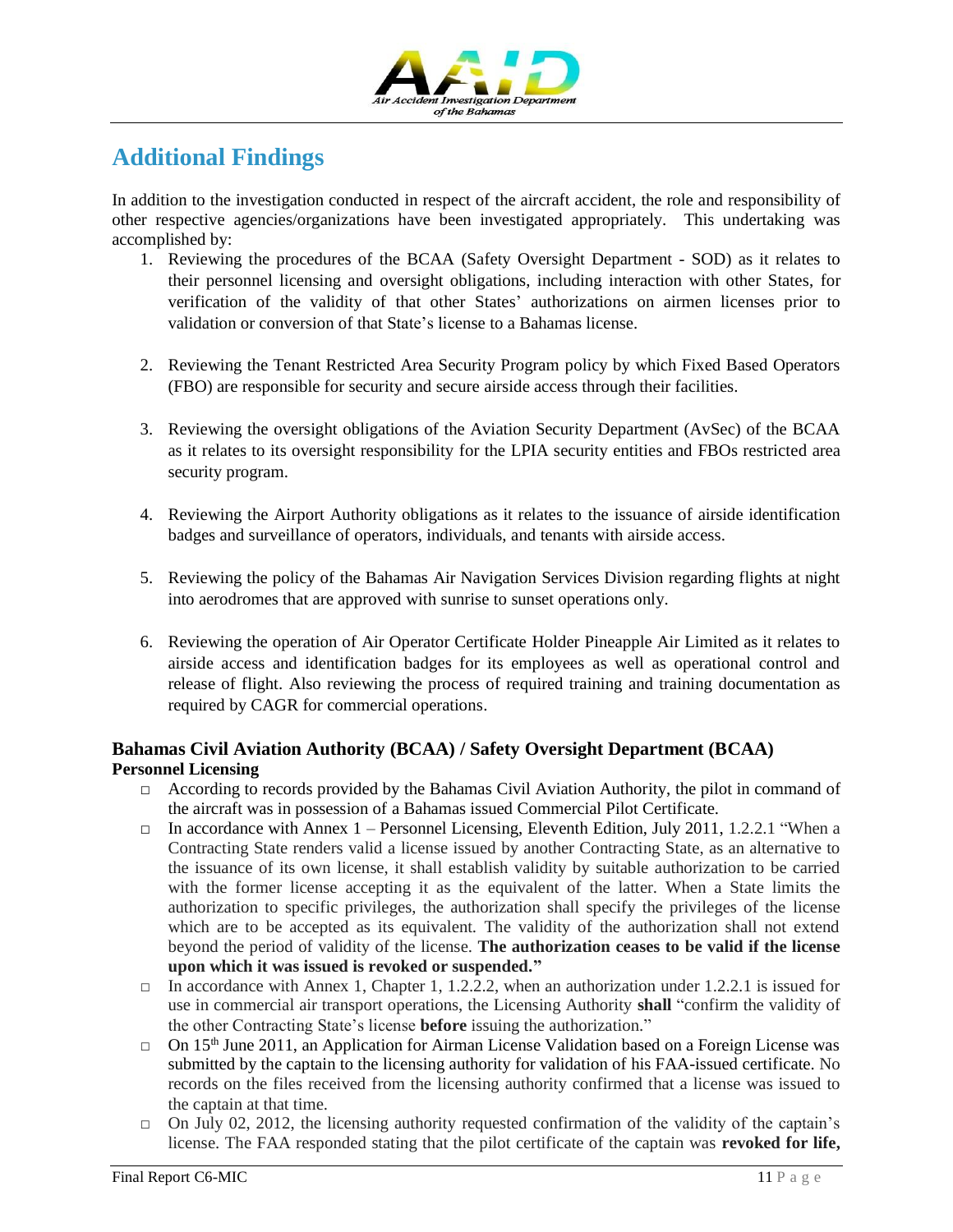## Additional Findings

In addition to the investigation conducted in respect of the aircraft accident, the role and responsibility of other respective agencies/organizations have been investigated appropriately. This undertaking was accomplished by:

1. Reviewing the procedures of the BCAA (Safety Oversight Department - SOD) as it relates to their personnel licensing and oversight obligations, including interaction with other States, for verification of the validity of that other States' authorizations on airmen licenses prior to validation or conversion of that State's license to a Bahamas license.

2. Reviewing the Tenant Restricted Area Security Program policy by which Fixed Based Operators (FBO) are responsible for security and secure airside access through their facilities.

3. Reviewing the oversight obligations of the Aviation Security Department (AvSec) of the BCAA as it relates to its oversight responsibility for the LPIA security entities and FBOs restricted area security program.

4. Reviewing the Airport Authority obligations as it relates to the issuance of airside identification badges and surveillance of operators, individuals, and tenants with airside access.

5. Reviewing the policy of the Bahamas Air Navigation Services Division regarding flights at night into aerodromes that are approved with sunrise to sunset operations only.

6. Reviewing the operation of Air Operator Certificate Holder Pineapple Air Limited as it relates to airside access and identification badges for its employees as well as operational control and release of flight. Also reviewing the process of required training and training documentation as required by CAGR for commercial operations.

### Bahamas Civil Aviation Authority (BCAA) / Safety Oversight Department (BCAA)
**Personnel Licensing**

- According to records provided by the Bahamas Civil Aviation Authority, the pilot in command of the aircraft was in possession of a Bahamas issued Commercial Pilot Certificate.
- In accordance with Annex 1 – Personnel Licensing, Eleventh Edition, July 2011, 1.2.2.1 "When a Contracting State renders valid a license issued by another Contracting State, as an alternative to the issuance of its own license, it shall establish validity by suitable authorization to be carried with the former license accepting it as the equivalent of the latter. When a State limits the authorization to specific privileges, the authorization shall specify the privileges of the license which are to be accepted as its equivalent. The validity of the authorization shall not extend beyond the period of validity of the license. **The authorization ceases to be valid if the license upon which it was issued is revoked or suspended."**
- In accordance with Annex 1, Chapter 1, 1.2.2.2, when an authorization under 1.2.2.1 is issued for use in commercial air transport operations, the Licensing Authority **shall** "confirm the validity of the other Contracting State's license **before** issuing the authorization."
- On 15th June 2011, an Application for Airman License Validation based on a Foreign License was submitted by the captain to the licensing authority for validation of his FAA-issued certificate. No records on the files received from the licensing authority confirmed that a license was issued to the captain at that time.
- On July 02, 2012, the licensing authority requested confirmation of the validity of the captain's license. The FAA responded stating that the pilot certificate of the captain was **revoked for life,**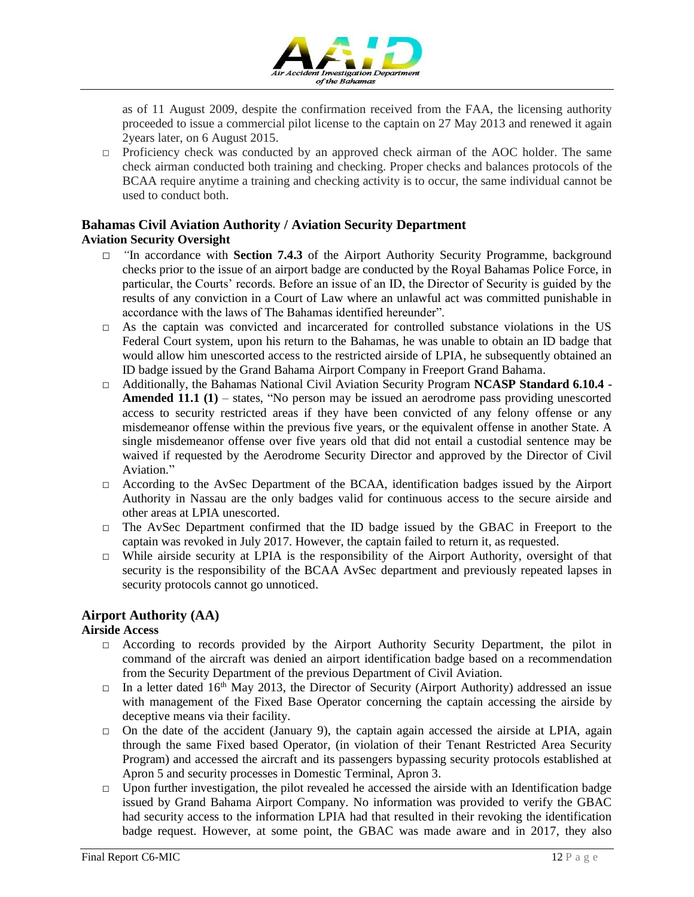as of 11 August 2009, despite the confirmation received from the FAA, the licensing authority proceeded to issue a commercial pilot license to the captain on 27 May 2013 and renewed it again 2years later, on 6 August 2015.

- Proficiency check was conducted by an approved check airman of the AOC holder. The same check airman conducted both training and checking. Proper checks and balances protocols of the BCAA require anytime a training and checking activity is to occur, the same individual cannot be used to conduct both.

## Bahamas Civil Aviation Authority / Aviation Security Department

### Aviation Security Oversight

- "In accordance with **Section 7.4.3** of the Airport Authority Security Programme, background checks prior to the issue of an airport badge are conducted by the Royal Bahamas Police Force, in particular, the Courts' records. Before an issue of an ID, the Director of Security is guided by the results of any conviction in a Court of Law where an unlawful act was committed punishable in accordance with the laws of The Bahamas identified hereunder".
- As the captain was convicted and incarcerated for controlled substance violations in the US Federal Court system, upon his return to the Bahamas, he was unable to obtain an ID badge that would allow him unescorted access to the restricted airside of LPIA, he subsequently obtained an ID badge issued by the Grand Bahama Airport Company in Freeport Grand Bahama.
- Additionally, the Bahamas National Civil Aviation Security Program **NCASP Standard 6.10.4 - Amended 11.1 (1)** – states, "No person may be issued an aerodrome pass providing unescorted access to security restricted areas if they have been convicted of any felony offense or any misdemeanor offense within the previous five years, or the equivalent offense in another State. A single misdemeanor offense over five years old that did not entail a custodial sentence may be waived if requested by the Aerodrome Security Director and approved by the Director of Civil Aviation."
- According to the AvSec Department of the BCAA, identification badges issued by the Airport Authority in Nassau are the only badges valid for continuous access to the secure airside and other areas at LPIA unescorted.
- The AvSec Department confirmed that the ID badge issued by the GBAC in Freeport to the captain was revoked in July 2017. However, the captain failed to return it, as requested.
- While airside security at LPIA is the responsibility of the Airport Authority, oversight of that security is the responsibility of the BCAA AvSec department and previously repeated lapses in security protocols cannot go unnoticed.

## Airport Authority (AA)

### Airside Access

- According to records provided by the Airport Authority Security Department, the pilot in command of the aircraft was denied an airport identification badge based on a recommendation from the Security Department of the previous Department of Civil Aviation.
- In a letter dated 16th May 2013, the Director of Security (Airport Authority) addressed an issue with management of the Fixed Base Operator concerning the captain accessing the airside by deceptive means via their facility.
- On the date of the accident (January 9), the captain again accessed the airside at LPIA, again through the same Fixed based Operator, (in violation of their Tenant Restricted Area Security Program) and accessed the aircraft and its passengers bypassing security protocols established at Apron 5 and security processes in Domestic Terminal, Apron 3.
- Upon further investigation, the pilot revealed he accessed the airside with an Identification badge issued by Grand Bahama Airport Company. No information was provided to verify the GBAC had security access to the information LPIA had that resulted in their revoking the identification badge request. However, at some point, the GBAC was made aware and in 2017, they also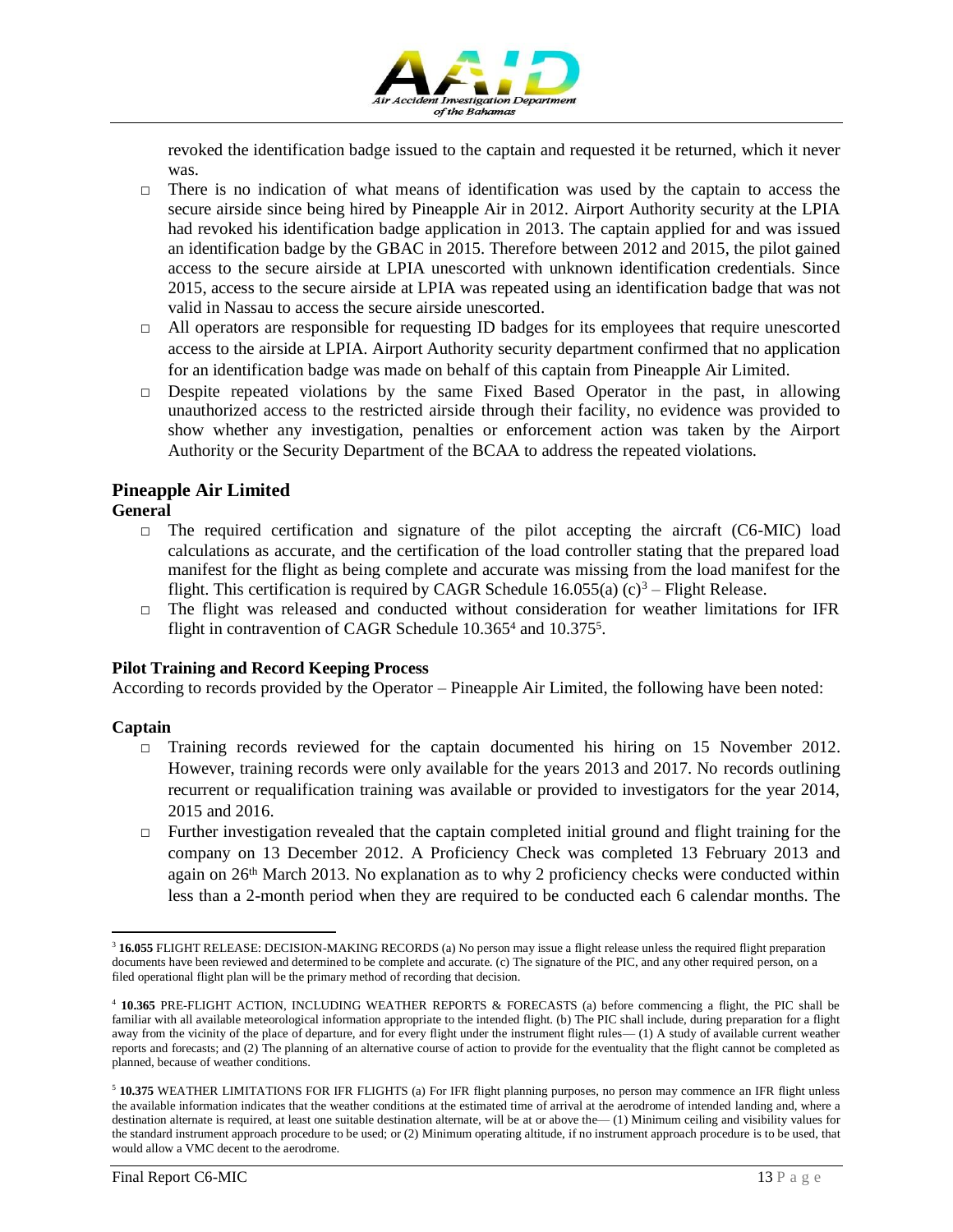revoked the identification badge issued to the captain and requested it be returned, which it never was.

- There is no indication of what means of identification was used by the captain to access the secure airside since being hired by Pineapple Air in 2012. Airport Authority security at the LPIA had revoked his identification badge application in 2013. The captain applied for and was issued an identification badge by the GBAC in 2015. Therefore between 2012 and 2015, the pilot gained access to the secure airside at LPIA unescorted with unknown identification credentials. Since 2015, access to the secure airside at LPIA was repeated using an identification badge that was not valid in Nassau to access the secure airside unescorted.
- All operators are responsible for requesting ID badges for its employees that require unescorted access to the airside at LPIA. Airport Authority security department confirmed that no application for an identification badge was made on behalf of this captain from Pineapple Air Limited.
- Despite repeated violations by the same Fixed Based Operator in the past, in allowing unauthorized access to the restricted airside through their facility, no evidence was provided to show whether any investigation, penalties or enforcement action was taken by the Airport Authority or the Security Department of the BCAA to address the repeated violations.

## Pineapple Air Limited

### General

- The required certification and signature of the pilot accepting the aircraft (C6-MIC) load calculations as accurate, and the certification of the load controller stating that the prepared load manifest for the flight as being complete and accurate was missing from the load manifest for the flight. This certification is required by CAGR Schedule 16.055(a) (c)[3] – Flight Release.
- The flight was released and conducted without consideration for weather limitations for IFR flight in contravention of CAGR Schedule 10.365[4] and 10.375[5].

### Pilot Training and Record Keeping Process

According to records provided by the Operator – Pineapple Air Limited, the following have been noted:

### Captain

- Training records reviewed for the captain documented his hiring on 15 November 2012. However, training records were only available for the years 2013 and 2017. No records outlining recurrent or requalification training was available or provided to investigators for the year 2014, 2015 and 2016.
- Further investigation revealed that the captain completed initial ground and flight training for the company on 13 December 2012. A Proficiency Check was completed 13 February 2013 and again on 26th March 2013. No explanation as to why 2 proficiency checks were conducted within less than a 2-month period when they are required to be conducted each 6 calendar months. The

---

[3] **16.055** FLIGHT RELEASE: DECISION-MAKING RECORDS (a) No person may issue a flight release unless the required flight preparation documents have been reviewed and determined to be complete and accurate. (c) The signature of the PIC, and any other required person, on a filed operational flight plan will be the primary method of recording that decision.

[4] **10.365** PRE-FLIGHT ACTION, INCLUDING WEATHER REPORTS & FORECASTS (a) before commencing a flight, the PIC shall be familiar with all available meteorological information appropriate to the intended flight. (b) The PIC shall include, during preparation for a flight away from the vicinity of the place of departure, and for every flight under the instrument flight rules— (1) A study of available current weather reports and forecasts; and (2) The planning of an alternative course of action to provide for the eventuality that the flight cannot be completed as planned, because of weather conditions.

[5] **10.375** WEATHER LIMITATIONS FOR IFR FLIGHTS (a) For IFR flight planning purposes, no person may commence an IFR flight unless the available information indicates that the weather conditions at the estimated time of arrival at the aerodrome of intended landing and, where a destination alternate is required, at least one suitable destination alternate, will be at or above the— (1) Minimum ceiling and visibility values for the standard instrument approach procedure to be used; or (2) Minimum operating altitude, if no instrument approach procedure is to be used, that would allow a VMC decent to the aerodrome.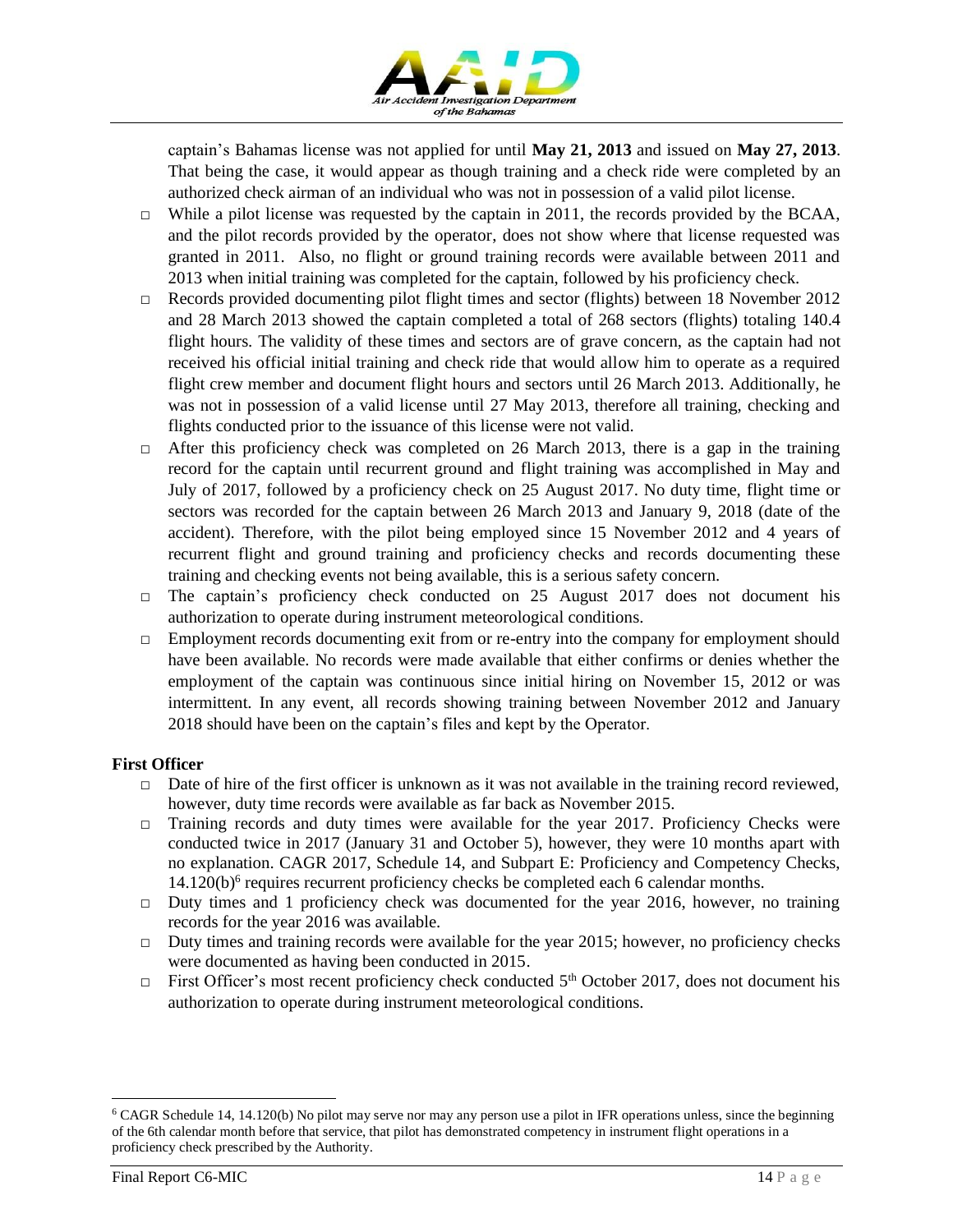captain's Bahamas license was not applied for until **May 21, 2013** and issued on **May 27, 2013**. That being the case, it would appear as though training and a check ride were completed by an authorized check airman of an individual who was not in possession of a valid pilot license.

- While a pilot license was requested by the captain in 2011, the records provided by the BCAA, and the pilot records provided by the operator, does not show where that license requested was granted in 2011. Also, no flight or ground training records were available between 2011 and 2013 when initial training was completed for the captain, followed by his proficiency check.
- Records provided documenting pilot flight times and sector (flights) between 18 November 2012 and 28 March 2013 showed the captain completed a total of 268 sectors (flights) totaling 140.4 flight hours. The validity of these times and sectors are of grave concern, as the captain had not received his official initial training and check ride that would allow him to operate as a required flight crew member and document flight hours and sectors until 26 March 2013. Additionally, he was not in possession of a valid license until 27 May 2013, therefore all training, checking and flights conducted prior to the issuance of this license were not valid.
- After this proficiency check was completed on 26 March 2013, there is a gap in the training record for the captain until recurrent ground and flight training was accomplished in May and July of 2017, followed by a proficiency check on 25 August 2017. No duty time, flight time or sectors was recorded for the captain between 26 March 2013 and January 9, 2018 (date of the accident). Therefore, with the pilot being employed since 15 November 2012 and 4 years of recurrent flight and ground training and proficiency checks and records documenting these training and checking events not being available, this is a serious safety concern.
- The captain's proficiency check conducted on 25 August 2017 does not document his authorization to operate during instrument meteorological conditions.
- Employment records documenting exit from or re-entry into the company for employment should have been available. No records were made available that either confirms or denies whether the employment of the captain was continuous since initial hiring on November 15, 2012 or was intermittent. In any event, all records showing training between November 2012 and January 2018 should have been on the captain's files and kept by the Operator.

**First Officer**

- Date of hire of the first officer is unknown as it was not available in the training record reviewed, however, duty time records were available as far back as November 2015.
- Training records and duty times were available for the year 2017. Proficiency Checks were conducted twice in 2017 (January 31 and October 5), however, they were 10 months apart with no explanation. CAGR 2017, Schedule 14, and Subpart E: Proficiency and Competency Checks, 14.120(b)[6] requires recurrent proficiency checks be completed each 6 calendar months.
- Duty times and 1 proficiency check was documented for the year 2016, however, no training records for the year 2016 was available.
- Duty times and training records were available for the year 2015; however, no proficiency checks were documented as having been conducted in 2015.
- First Officer's most recent proficiency check conducted 5th October 2017, does not document his authorization to operate during instrument meteorological conditions.

[6] CAGR Schedule 14, 14.120(b) No pilot may serve nor may any person use a pilot in IFR operations unless, since the beginning of the 6th calendar month before that service, that pilot has demonstrated competency in instrument flight operations in a proficiency check prescribed by the Authority.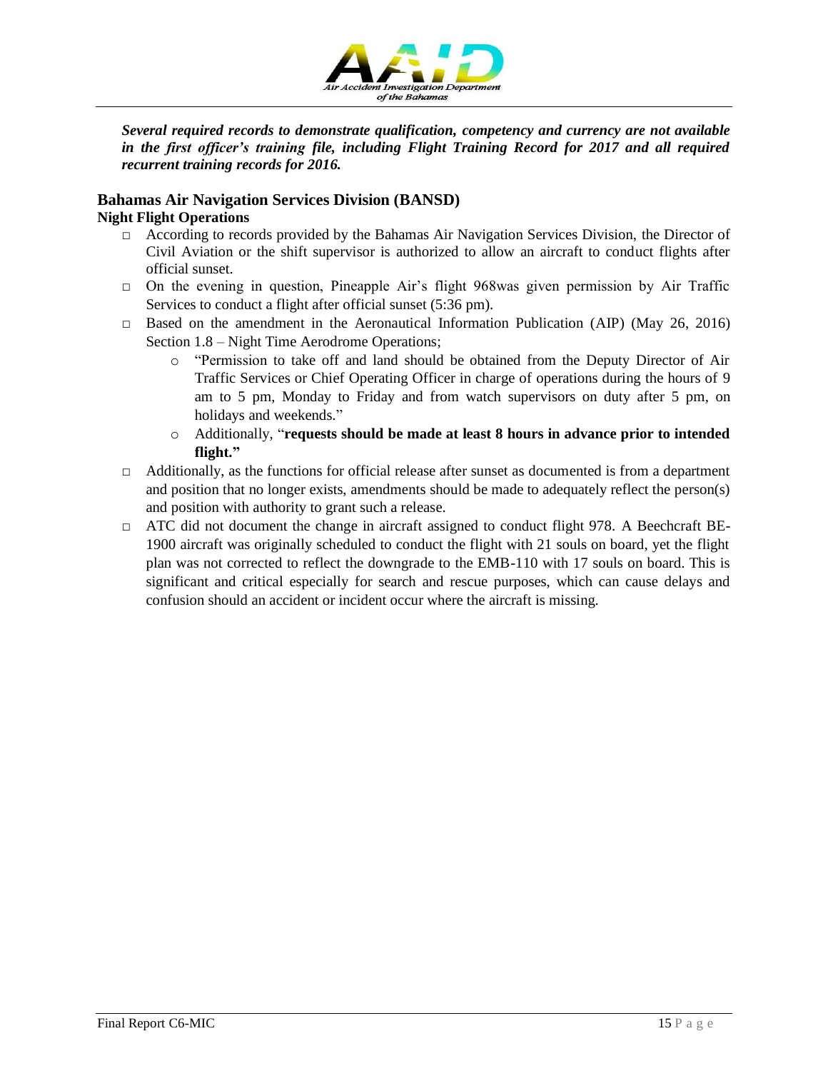***Several required records to demonstrate qualification, competency and currency are not available in the first officer's training file, including Flight Training Record for 2017 and all required recurrent training records for 2016.***

### Bahamas Air Navigation Services Division (BANSD)

**Night Flight Operations**

- According to records provided by the Bahamas Air Navigation Services Division, the Director of Civil Aviation or the shift supervisor is authorized to allow an aircraft to conduct flights after official sunset.
- On the evening in question, Pineapple Air's flight 968was given permission by Air Traffic Services to conduct a flight after official sunset (5:36 pm).
- Based on the amendment in the Aeronautical Information Publication (AIP) (May 26, 2016) Section 1.8 – Night Time Aerodrome Operations;
  - "Permission to take off and land should be obtained from the Deputy Director of Air Traffic Services or Chief Operating Officer in charge of operations during the hours of 9 am to 5 pm, Monday to Friday and from watch supervisors on duty after 5 pm, on holidays and weekends."
  - Additionally, "**requests should be made at least 8 hours in advance prior to intended flight.**"
- Additionally, as the functions for official release after sunset as documented is from a department and position that no longer exists, amendments should be made to adequately reflect the person(s) and position with authority to grant such a release.
- ATC did not document the change in aircraft assigned to conduct flight 978. A Beechcraft BE-1900 aircraft was originally scheduled to conduct the flight with 21 souls on board, yet the flight plan was not corrected to reflect the downgrade to the EMB-110 with 17 souls on board. This is significant and critical especially for search and rescue purposes, which can cause delays and confusion should an accident or incident occur where the aircraft is missing.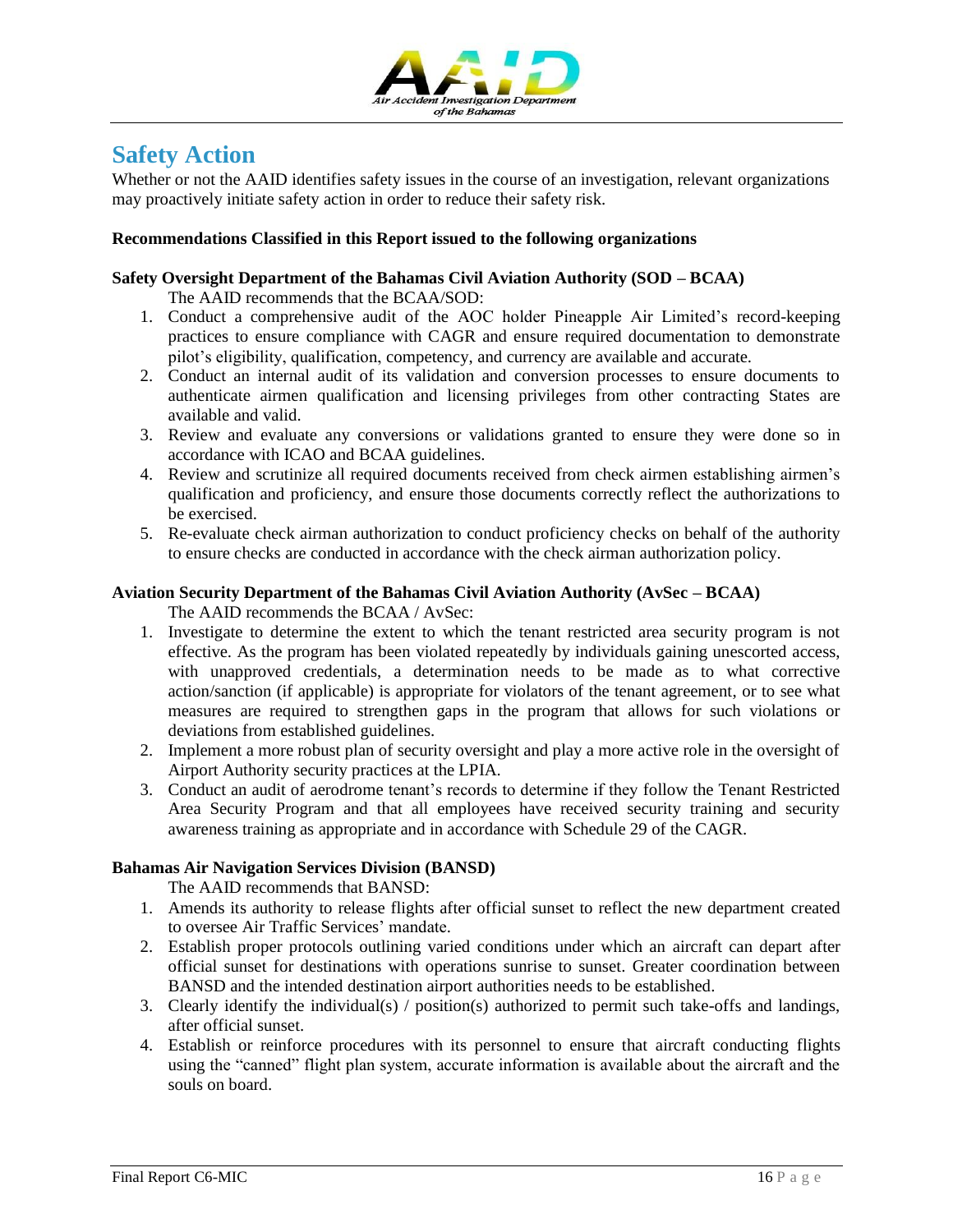## Safety Action

Whether or not the AAID identifies safety issues in the course of an investigation, relevant organizations may proactively initiate safety action in order to reduce their safety risk.

**Recommendations Classified in this Report issued to the following organizations**

**Safety Oversight Department of the Bahamas Civil Aviation Authority (SOD – BCAA)**

The AAID recommends that the BCAA/SOD:

1. Conduct a comprehensive audit of the AOC holder Pineapple Air Limited's record-keeping practices to ensure compliance with CAGR and ensure required documentation to demonstrate pilot's eligibility, qualification, competency, and currency are available and accurate.
2. Conduct an internal audit of its validation and conversion processes to ensure documents to authenticate airmen qualification and licensing privileges from other contracting States are available and valid.
3. Review and evaluate any conversions or validations granted to ensure they were done so in accordance with ICAO and BCAA guidelines.
4. Review and scrutinize all required documents received from check airmen establishing airmen's qualification and proficiency, and ensure those documents correctly reflect the authorizations to be exercised.
5. Re-evaluate check airman authorization to conduct proficiency checks on behalf of the authority to ensure checks are conducted in accordance with the check airman authorization policy.

**Aviation Security Department of the Bahamas Civil Aviation Authority (AvSec – BCAA)**

The AAID recommends the BCAA / AvSec:

1. Investigate to determine the extent to which the tenant restricted area security program is not effective. As the program has been violated repeatedly by individuals gaining unescorted access, with unapproved credentials, a determination needs to be made as to what corrective action/sanction (if applicable) is appropriate for violators of the tenant agreement, or to see what measures are required to strengthen gaps in the program that allows for such violations or deviations from established guidelines.
2. Implement a more robust plan of security oversight and play a more active role in the oversight of Airport Authority security practices at the LPIA.
3. Conduct an audit of aerodrome tenant's records to determine if they follow the Tenant Restricted Area Security Program and that all employees have received security training and security awareness training as appropriate and in accordance with Schedule 29 of the CAGR.

**Bahamas Air Navigation Services Division (BANSD)**

The AAID recommends that BANSD:

1. Amends its authority to release flights after official sunset to reflect the new department created to oversee Air Traffic Services' mandate.
2. Establish proper protocols outlining varied conditions under which an aircraft can depart after official sunset for destinations with operations sunrise to sunset. Greater coordination between BANSD and the intended destination airport authorities needs to be established.
3. Clearly identify the individual(s) / position(s) authorized to permit such take-offs and landings, after official sunset.
4. Establish or reinforce procedures with its personnel to ensure that aircraft conducting flights using the "canned" flight plan system, accurate information is available about the aircraft and the souls on board.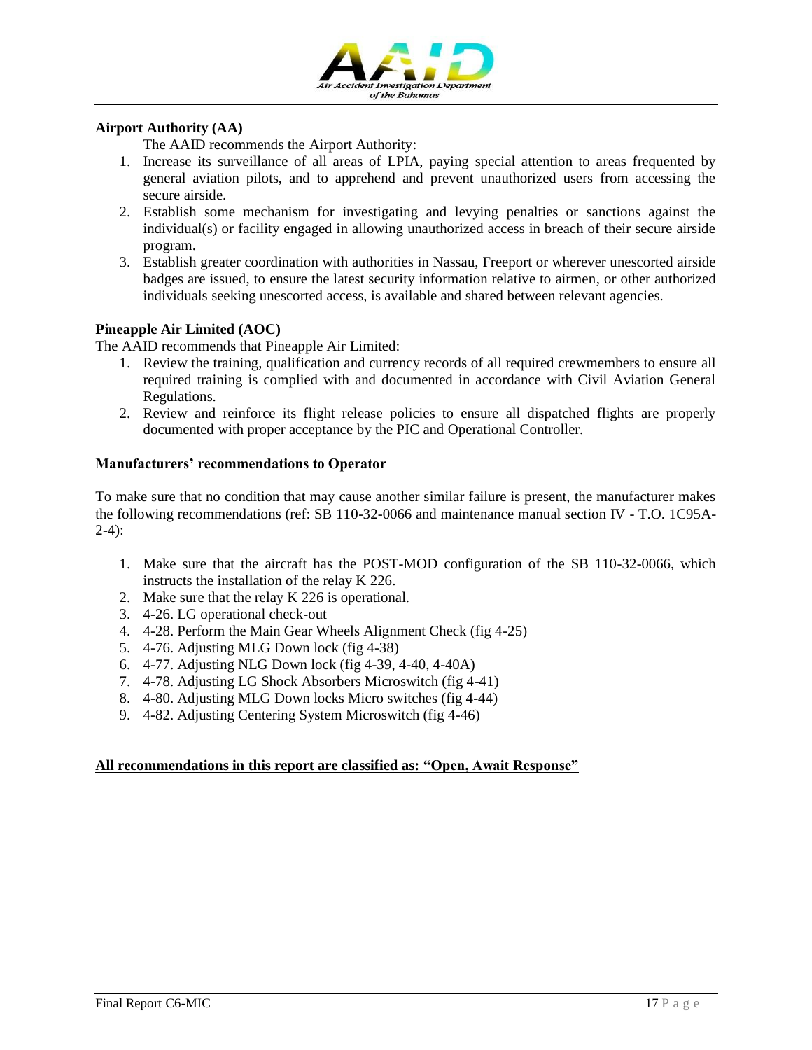**Airport Authority (AA)**

The AAID recommends the Airport Authority:

1. Increase its surveillance of all areas of LPIA, paying special attention to areas frequented by general aviation pilots, and to apprehend and prevent unauthorized users from accessing the secure airside.
2. Establish some mechanism for investigating and levying penalties or sanctions against the individual(s) or facility engaged in allowing unauthorized access in breach of their secure airside program.
3. Establish greater coordination with authorities in Nassau, Freeport or wherever unescorted airside badges are issued, to ensure the latest security information relative to airmen, or other authorized individuals seeking unescorted access, is available and shared between relevant agencies.

**Pineapple Air Limited (AOC)**

The AAID recommends that Pineapple Air Limited:

1. Review the training, qualification and currency records of all required crewmembers to ensure all required training is complied with and documented in accordance with Civil Aviation General Regulations.
2. Review and reinforce its flight release policies to ensure all dispatched flights are properly documented with proper acceptance by the PIC and Operational Controller.

**Manufacturers' recommendations to Operator**

To make sure that no condition that may cause another similar failure is present, the manufacturer makes the following recommendations (ref: SB 110-32-0066 and maintenance manual section IV - T.O. 1C95A-2-4):

1. Make sure that the aircraft has the POST-MOD configuration of the SB 110-32-0066, which instructs the installation of the relay K 226.
2. Make sure that the relay K 226 is operational.
3. 4-26. LG operational check-out
4. 4-28. Perform the Main Gear Wheels Alignment Check (fig 4-25)
5. 4-76. Adjusting MLG Down lock (fig 4-38)
6. 4-77. Adjusting NLG Down lock (fig 4-39, 4-40, 4-40A)
7. 4-78. Adjusting LG Shock Absorbers Microswitch (fig 4-41)
8. 4-80. Adjusting MLG Down locks Micro switches (fig 4-44)
9. 4-82. Adjusting Centering System Microswitch (fig 4-46)

**All recommendations in this report are classified as: "Open, Await Response"**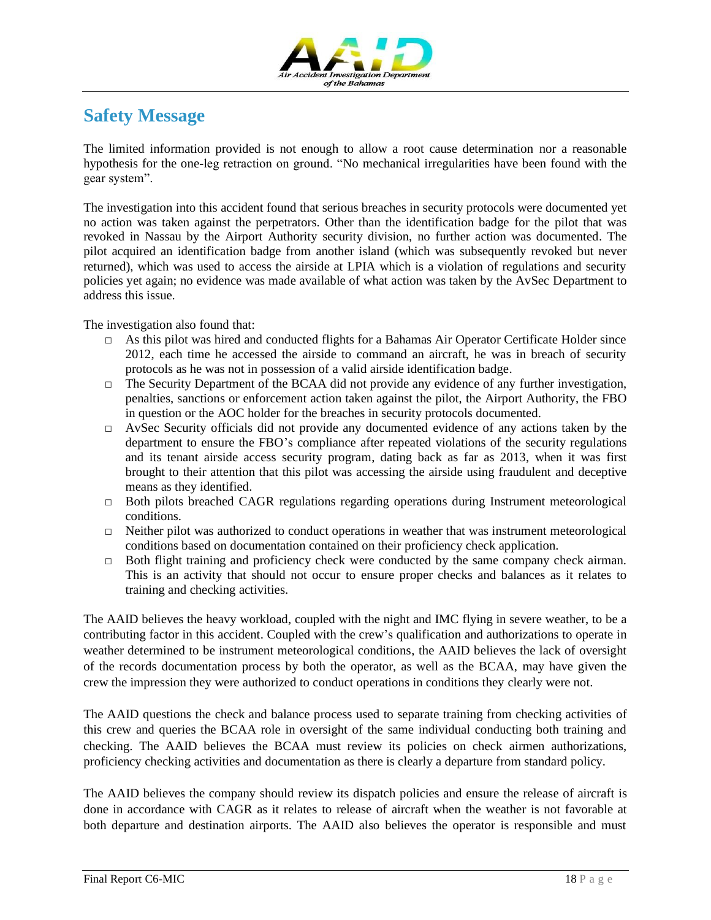## Safety Message

The limited information provided is not enough to allow a root cause determination nor a reasonable hypothesis for the one-leg retraction on ground. "No mechanical irregularities have been found with the gear system".

The investigation into this accident found that serious breaches in security protocols were documented yet no action was taken against the perpetrators. Other than the identification badge for the pilot that was revoked in Nassau by the Airport Authority security division, no further action was documented. The pilot acquired an identification badge from another island (which was subsequently revoked but never returned), which was used to access the airside at LPIA which is a violation of regulations and security policies yet again; no evidence was made available of what action was taken by the AvSec Department to address this issue.

The investigation also found that:

- As this pilot was hired and conducted flights for a Bahamas Air Operator Certificate Holder since 2012, each time he accessed the airside to command an aircraft, he was in breach of security protocols as he was not in possession of a valid airside identification badge.
- The Security Department of the BCAA did not provide any evidence of any further investigation, penalties, sanctions or enforcement action taken against the pilot, the Airport Authority, the FBO in question or the AOC holder for the breaches in security protocols documented.
- AvSec Security officials did not provide any documented evidence of any actions taken by the department to ensure the FBO's compliance after repeated violations of the security regulations and its tenant airside access security program, dating back as far as 2013, when it was first brought to their attention that this pilot was accessing the airside using fraudulent and deceptive means as they identified.
- Both pilots breached CAGR regulations regarding operations during Instrument meteorological conditions.
- Neither pilot was authorized to conduct operations in weather that was instrument meteorological conditions based on documentation contained on their proficiency check application.
- Both flight training and proficiency check were conducted by the same company check airman. This is an activity that should not occur to ensure proper checks and balances as it relates to training and checking activities.

The AAID believes the heavy workload, coupled with the night and IMC flying in severe weather, to be a contributing factor in this accident. Coupled with the crew's qualification and authorizations to operate in weather determined to be instrument meteorological conditions, the AAID believes the lack of oversight of the records documentation process by both the operator, as well as the BCAA, may have given the crew the impression they were authorized to conduct operations in conditions they clearly were not.

The AAID questions the check and balance process used to separate training from checking activities of this crew and queries the BCAA role in oversight of the same individual conducting both training and checking. The AAID believes the BCAA must review its policies on check airmen authorizations, proficiency checking activities and documentation as there is clearly a departure from standard policy.

The AAID believes the company should review its dispatch policies and ensure the release of aircraft is done in accordance with CAGR as it relates to release of aircraft when the weather is not favorable at both departure and destination airports. The AAID also believes the operator is responsible and must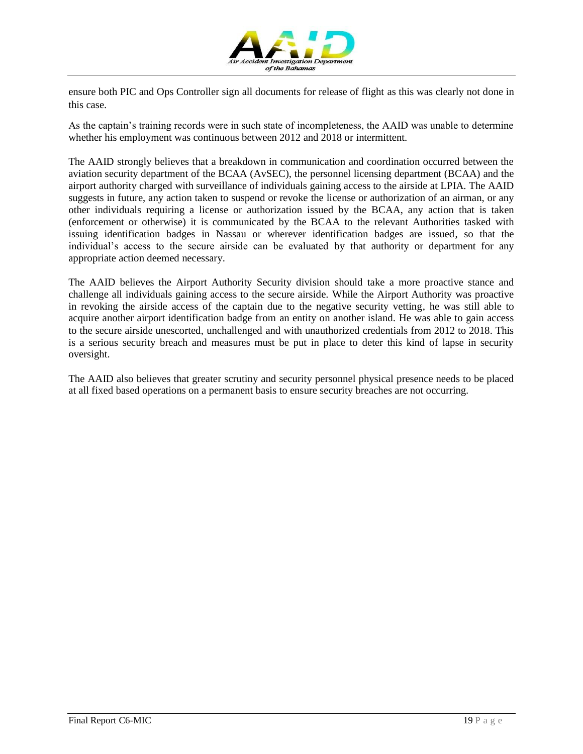ensure both PIC and Ops Controller sign all documents for release of flight as this was clearly not done in this case.

As the captain's training records were in such state of incompleteness, the AAID was unable to determine whether his employment was continuous between 2012 and 2018 or intermittent.

The AAID strongly believes that a breakdown in communication and coordination occurred between the aviation security department of the BCAA (AvSEC), the personnel licensing department (BCAA) and the airport authority charged with surveillance of individuals gaining access to the airside at LPIA. The AAID suggests in future, any action taken to suspend or revoke the license or authorization of an airman, or any other individuals requiring a license or authorization issued by the BCAA, any action that is taken (enforcement or otherwise) it is communicated by the BCAA to the relevant Authorities tasked with issuing identification badges in Nassau or wherever identification badges are issued, so that the individual's access to the secure airside can be evaluated by that authority or department for any appropriate action deemed necessary.

The AAID believes the Airport Authority Security division should take a more proactive stance and challenge all individuals gaining access to the secure airside. While the Airport Authority was proactive in revoking the airside access of the captain due to the negative security vetting, he was still able to acquire another airport identification badge from an entity on another island. He was able to gain access to the secure airside unescorted, unchallenged and with unauthorized credentials from 2012 to 2018. This is a serious security breach and measures must be put in place to deter this kind of lapse in security oversight.

The AAID also believes that greater scrutiny and security personnel physical presence needs to be placed at all fixed based operations on a permanent basis to ensure security breaches are not occurring.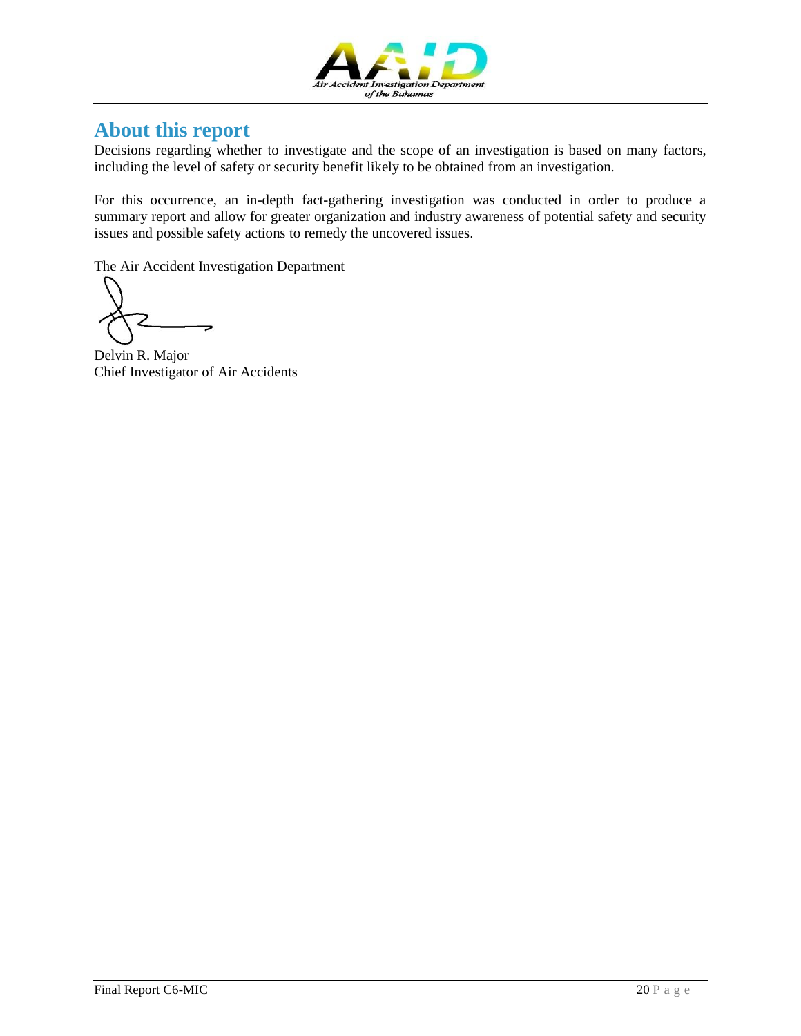## About this report

Decisions regarding whether to investigate and the scope of an investigation is based on many factors, including the level of safety or security benefit likely to be obtained from an investigation.

For this occurrence, an in-depth fact-gathering investigation was conducted in order to produce a summary report and allow for greater organization and industry awareness of potential safety and security issues and possible safety actions to remedy the uncovered issues.

The Air Accident Investigation Department

Delvin R. Major
Chief Investigator of Air Accidents